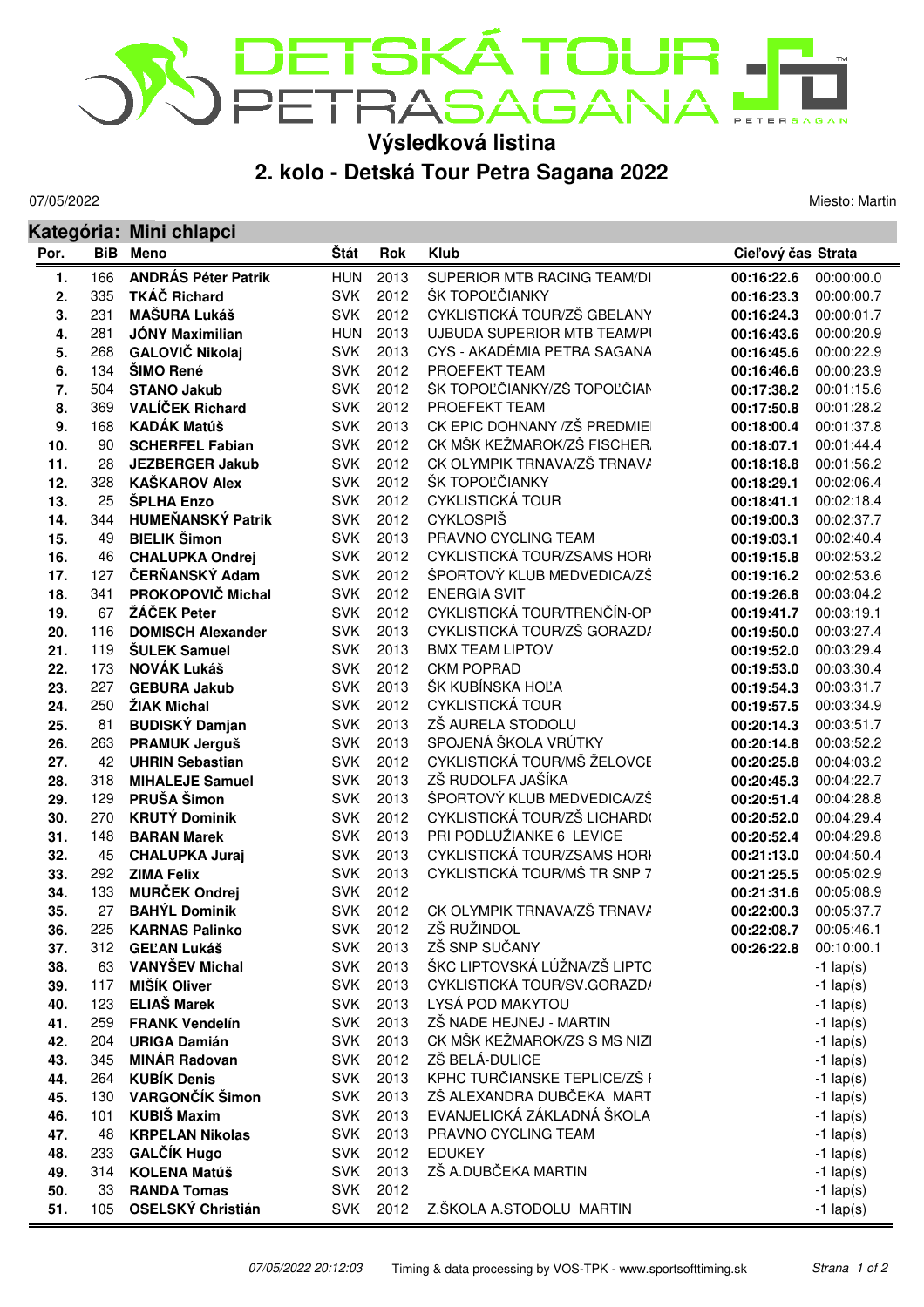# DETSKÁ TOUR PETRA SAGANA

## Výsledková listina

## 2. kolo - Detská Tour Petra Sagana 2022

07/05/2022

Miesto: Martin

### Kategória: Mini chlapci

| Por. | BiB | Meno | Štát | Rok | Klub | Cieľový čas | Strata |
|---|---|---|---|---|---|---|---|
| 1. | 166 | **ANDRÁS Péter Patrik** | HUN | 2013 | SUPERIOR MTB RACING TEAM/DI | **00:16:22.6** | 00:00:00.0 |
| 2. | 335 | **TKÁČ Richard** | SVK | 2012 | ŠK TOPOĽČIANKY | **00:16:23.3** | 00:00:00.7 |
| 3. | 231 | **MAŠURA Lukáš** | SVK | 2012 | CYKLISTICKÁ TOUR/ZŠ GBELANY | **00:16:24.3** | 00:00:01.7 |
| 4. | 281 | **JÓNY Maximilian** | HUN | 2013 | UJBUDA SUPERIOR MTB TEAM/PI | **00:16:43.6** | 00:00:20.9 |
| 5. | 268 | **GALOVIČ Nikolaj** | SVK | 2013 | CYS - AKADÉMIA PETRA SAGANA | **00:16:45.6** | 00:00:22.9 |
| 6. | 134 | **ŠIMO René** | SVK | 2012 | PROEFEKT TEAM | **00:16:46.6** | 00:00:23.9 |
| 7. | 504 | **STANO Jakub** | SVK | 2012 | ŠK TOPOĽČIANKY/ZŠ TOPOĽČIAN | **00:17:38.2** | 00:01:15.6 |
| 8. | 369 | **VALÍČEK Richard** | SVK | 2012 | PROEFEKT TEAM | **00:17:50.8** | 00:01:28.2 |
| 9. | 168 | **KADÁK Matúš** | SVK | 2013 | CK EPIC DOHNANY /ZŠ PREDMIE | **00:18:00.4** | 00:01:37.8 |
| 10. | 90 | **SCHERFEL Fabian** | SVK | 2012 | CK MŠK KEŽMAROK/ZŠ FISCHER | **00:18:07.1** | 00:01:44.4 |
| 11. | 28 | **JEZBERGER Jakub** | SVK | 2012 | CK OLYMPIK TRNAVA/ZŠ TRNAVA | **00:18:18.8** | 00:01:56.2 |
| 12. | 328 | **KAŠKAROV Alex** | SVK | 2012 | ŠK TOPOĽČIANKY | **00:18:29.1** | 00:02:06.4 |
| 13. | 25 | **ŠPLHA Enzo** | SVK | 2012 | CYKLISTICKÁ TOUR | **00:18:41.1** | 00:02:18.4 |
| 14. | 344 | **HUMEŇANSKÝ Patrik** | SVK | 2012 | CYKLOSPIŠ | **00:19:00.3** | 00:02:37.7 |
| 15. | 49 | **BIELIK Šimon** | SVK | 2013 | PRAVNO CYCLING TEAM | **00:19:03.1** | 00:02:40.4 |
| 16. | 46 | **CHALUPKA Ondrej** | SVK | 2012 | CYKLISTICKÁ TOUR/ZSAMS HORI | **00:19:15.8** | 00:02:53.2 |
| 17. | 127 | **ČERŇANSKÝ Adam** | SVK | 2012 | ŠPORTOVÝ KLUB MEDVEDICA/ZŠ | **00:19:16.2** | 00:02:53.6 |
| 18. | 341 | **PROKOPOVIČ Michal** | SVK | 2012 | ENERGIA SVIT | **00:19:26.8** | 00:03:04.2 |
| 19. | 67 | **ŽÁČEK Peter** | SVK | 2012 | CYKLISTICKÁ TOUR/TRENČÍN-OP | **00:19:41.7** | 00:03:19.1 |
| 20. | 116 | **DOMISCH Alexander** | SVK | 2013 | CYKLISTICKÁ TOUR/ZŠ GORAZDA | **00:19:50.0** | 00:03:27.4 |
| 21. | 119 | **ŠULEK Samuel** | SVK | 2013 | BMX TEAM LIPTOV | **00:19:52.0** | 00:03:29.4 |
| 22. | 173 | **NOVÁK Lukáš** | SVK | 2012 | CKM POPRAD | **00:19:53.0** | 00:03:30.4 |
| 23. | 227 | **GEBURA Jakub** | SVK | 2013 | ŠK KUBÍNSKA HOĽA | **00:19:54.3** | 00:03:31.7 |
| 24. | 250 | **ŽIAK Michal** | SVK | 2012 | CYKLISTICKÁ TOUR | **00:19:57.5** | 00:03:34.9 |
| 25. | 81 | **BUDISKÝ Damjan** | SVK | 2013 | ZŠ AURELA STODOLU | **00:20:14.3** | 00:03:51.7 |
| 26. | 263 | **PRAMUK Jerguš** | SVK | 2013 | SPOJENÁ ŠKOLA VRÚTKY | **00:20:14.8** | 00:03:52.2 |
| 27. | 42 | **UHRIN Sebastian** | SVK | 2012 | CYKLISTICKÁ TOUR/MŠ ŽELOVCE | **00:20:25.8** | 00:04:03.2 |
| 28. | 318 | **MIHALEJE Samuel** | SVK | 2013 | ZŠ RUDOLFA JAŠÍKA | **00:20:45.3** | 00:04:22.7 |
| 29. | 129 | **PRUŠA Šimon** | SVK | 2013 | ŠPORTOVÝ KLUB MEDVEDICA/ZŠ | **00:20:51.4** | 00:04:28.8 |
| 30. | 270 | **KRUTÝ Dominik** | SVK | 2012 | CYKLISTICKÁ TOUR/ZŠ LICHARD | **00:20:52.0** | 00:04:29.4 |
| 31. | 148 | **BARAN Marek** | SVK | 2013 | PRI PODLUŽIANKE 6 LEVICE | **00:20:52.4** | 00:04:29.8 |
| 32. | 45 | **CHALUPKA Juraj** | SVK | 2013 | CYKLISTICKÁ TOUR/ZSAMS HORI | **00:21:13.0** | 00:04:50.4 |
| 33. | 292 | **ZIMA Felix** | SVK | 2013 | CYKLISTICKÁ TOUR/MŠ TR SNP 7 | **00:21:25.5** | 00:05:02.9 |
| 34. | 133 | **MURČEK Ondrej** | SVK | 2012 | | **00:21:31.6** | 00:05:08.9 |
| 35. | 27 | **BAHÝL Dominik** | SVK | 2012 | CK OLYMPIK TRNAVA/ZŠ TRNAVA | **00:22:00.3** | 00:05:37.7 |
| 36. | 225 | **KARNAS Palinko** | SVK | 2012 | ZŠ RUŽINDOL | **00:22:08.7** | 00:05:46.1 |
| 37. | 312 | **GEĽAN Lukáš** | SVK | 2013 | ZŠ SNP SUČANY | **00:26:22.8** | 00:10:00.1 |
| 38. | 63 | **VANYŠEV Michal** | SVK | 2013 | ŠKC LIPTOVSKÁ LÚŽNA/ZŠ LIPTO | | -1 lap(s) |
| 39. | 117 | **MIŠÍK Oliver** | SVK | 2013 | CYKLISTICKÁ TOUR/SV.GORAZDA | | -1 lap(s) |
| 40. | 123 | **ELIAŠ Marek** | SVK | 2013 | LYSÁ POD MAKYTOU | | -1 lap(s) |
| 41. | 259 | **FRANK Vendelín** | SVK | 2013 | ZŠ NADE HEJNEJ - MARTIN | | -1 lap(s) |
| 42. | 204 | **URIGA Damián** | SVK | 2013 | CK MŠK KEŽMAROK/ZS S MS NIZI | | -1 lap(s) |
| 43. | 345 | **MINÁR Radovan** | SVK | 2012 | ZŠ BELÁ-DULICE | | -1 lap(s) |
| 44. | 264 | **KUBÍK Denis** | SVK | 2013 | KPHC TURČIANSKE TEPLICE/ZŠ I | | -1 lap(s) |
| 45. | 130 | **VARGONČÍK Šimon** | SVK | 2013 | ZŠ ALEXANDRA DUBČEKA MART | | -1 lap(s) |
| 46. | 101 | **KUBIŠ Maxim** | SVK | 2013 | EVANJELICKÁ ZÁKLADNÁ ŠKOLA | | -1 lap(s) |
| 47. | 48 | **KRPELAN Nikolas** | SVK | 2013 | PRAVNO CYCLING TEAM | | -1 lap(s) |
| 48. | 233 | **GALČÍK Hugo** | SVK | 2012 | EDUKEY | | -1 lap(s) |
| 49. | 314 | **KOLENA Matúš** | SVK | 2013 | ZŠ A.DUBČEKA MARTIN | | -1 lap(s) |
| 50. | 33 | **RANDA Tomas** | SVK | 2012 | | | -1 lap(s) |
| 51. | 105 | **OSELSKÝ Christián** | SVK | 2012 | Z.ŠKOLA A.STODOLU MARTIN | | -1 lap(s) |

*07/05/2022 20:12:03* Timing & data processing by VOS-TPK - www.sportsofttiming.sk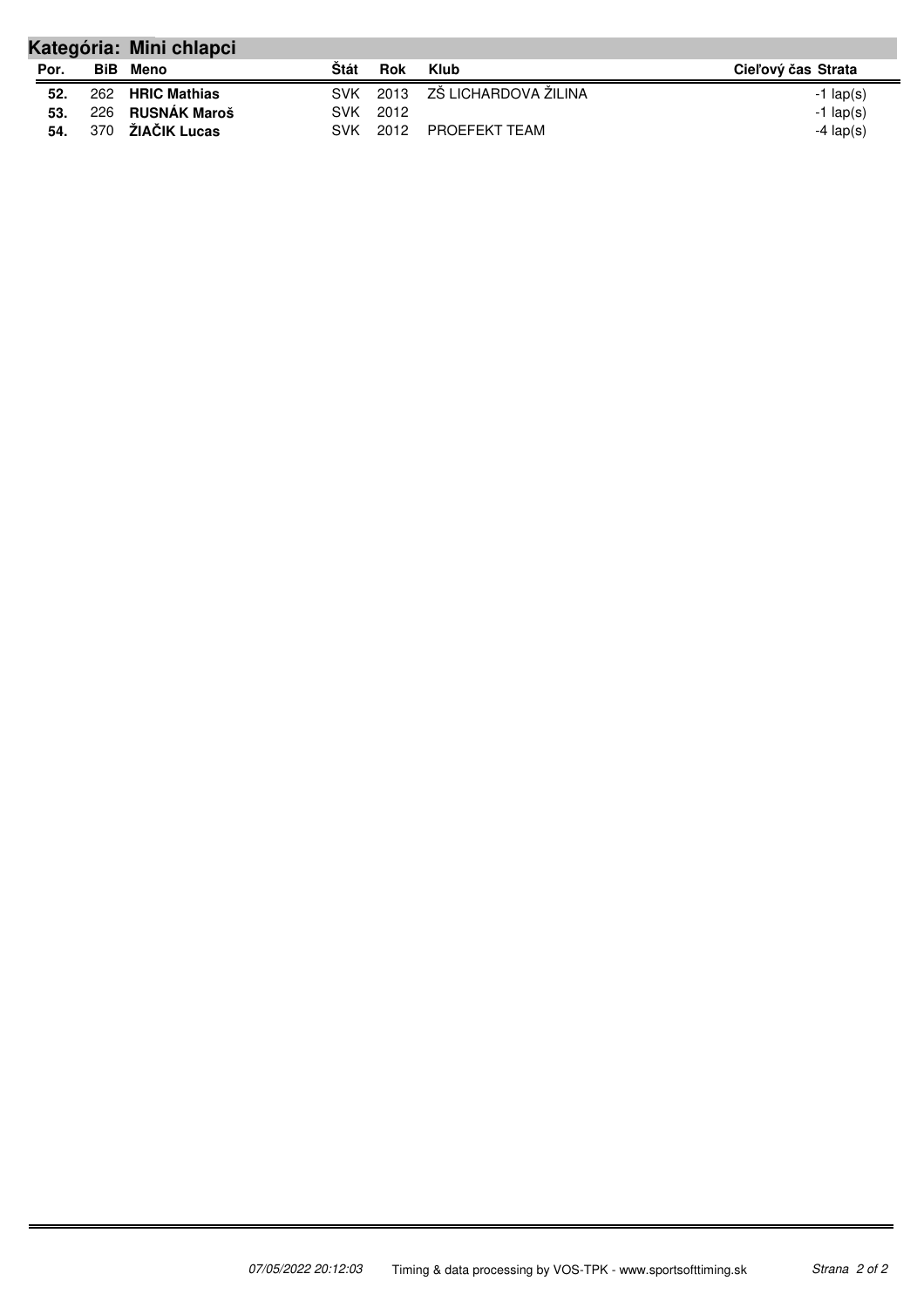## Kategória: Mini chlapci

| Por. | BiB | Meno | Štát | Rok | Klub | Cieľový čas | Strata |
|---|---|---|---|---|---|---|---|
| **52.** | 262 | **HRIC Mathias** | SVK | 2013 | ZŠ LICHARDOVA ŽILINA | | -1 lap(s) |
| **53.** | 226 | **RUSNÁK Maroš** | SVK | 2012 | | | -1 lap(s) |
| **54.** | 370 | **ŽIAČIK Lucas** | SVK | 2012 | PROEFEKT TEAM | | -4 lap(s) |

*07/05/2022 20:12:03* Timing & data processing by VOS-TPK - www.sportsofttiming.sk